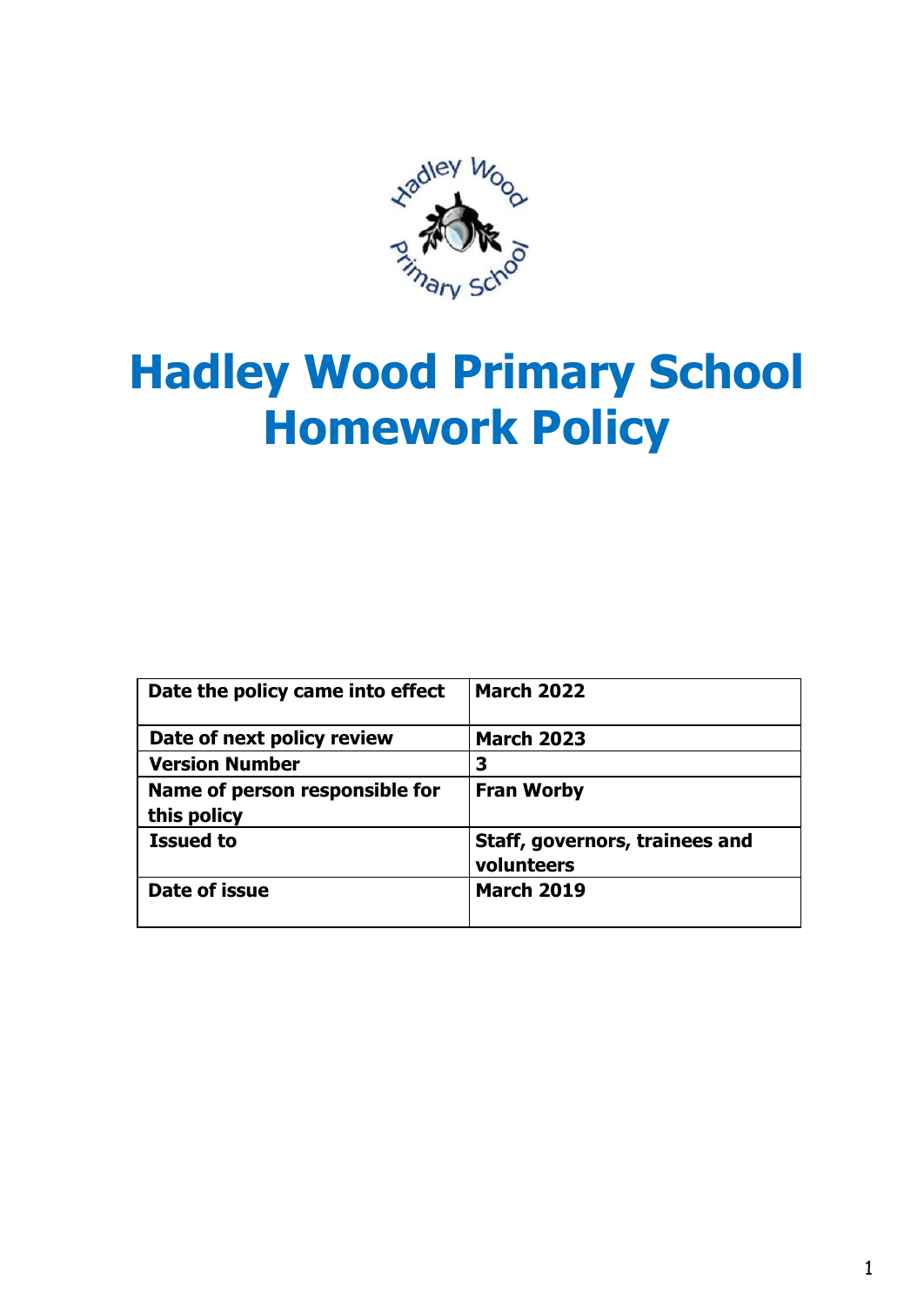# Hadley Wood Primary School Homework Policy

| Date the policy came into effect | March 2022 |
|---|---|
| Date of next policy review | March 2023 |
| Version Number | 3 |
| Name of person responsible for this policy | Fran Worby |
| Issued to | Staff, governors, trainees and volunteers |
| Date of issue | March 2019 |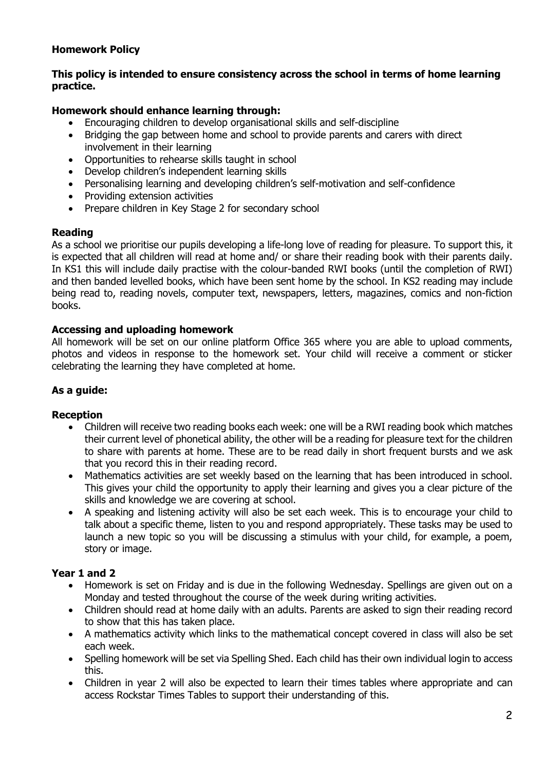**Homework Policy**

**This policy is intended to ensure consistency across the school in terms of home learning practice.**

**Homework should enhance learning through:**

- Encouraging children to develop organisational skills and self-discipline
- Bridging the gap between home and school to provide parents and carers with direct involvement in their learning
- Opportunities to rehearse skills taught in school
- Develop children's independent learning skills
- Personalising learning and developing children's self-motivation and self-confidence
- Providing extension activities
- Prepare children in Key Stage 2 for secondary school

**Reading**

As a school we prioritise our pupils developing a life-long love of reading for pleasure. To support this, it is expected that all children will read at home and/ or share their reading book with their parents daily. In KS1 this will include daily practise with the colour-banded RWI books (until the completion of RWI) and then banded levelled books, which have been sent home by the school. In KS2 reading may include being read to, reading novels, computer text, newspapers, letters, magazines, comics and non-fiction books.

**Accessing and uploading homework**

All homework will be set on our online platform Office 365 where you are able to upload comments, photos and videos in response to the homework set. Your child will receive a comment or sticker celebrating the learning they have completed at home.

**As a guide:**

**Reception**

- Children will receive two reading books each week: one will be a RWI reading book which matches their current level of phonetical ability, the other will be a reading for pleasure text for the children to share with parents at home. These are to be read daily in short frequent bursts and we ask that you record this in their reading record.
- Mathematics activities are set weekly based on the learning that has been introduced in school. This gives your child the opportunity to apply their learning and gives you a clear picture of the skills and knowledge we are covering at school.
- A speaking and listening activity will also be set each week. This is to encourage your child to talk about a specific theme, listen to you and respond appropriately. These tasks may be used to launch a new topic so you will be discussing a stimulus with your child, for example, a poem, story or image.

**Year 1 and 2**

- Homework is set on Friday and is due in the following Wednesday. Spellings are given out on a Monday and tested throughout the course of the week during writing activities.
- Children should read at home daily with an adults. Parents are asked to sign their reading record to show that this has taken place.
- A mathematics activity which links to the mathematical concept covered in class will also be set each week.
- Spelling homework will be set via Spelling Shed. Each child has their own individual login to access this.
- Children in year 2 will also be expected to learn their times tables where appropriate and can access Rockstar Times Tables to support their understanding of this.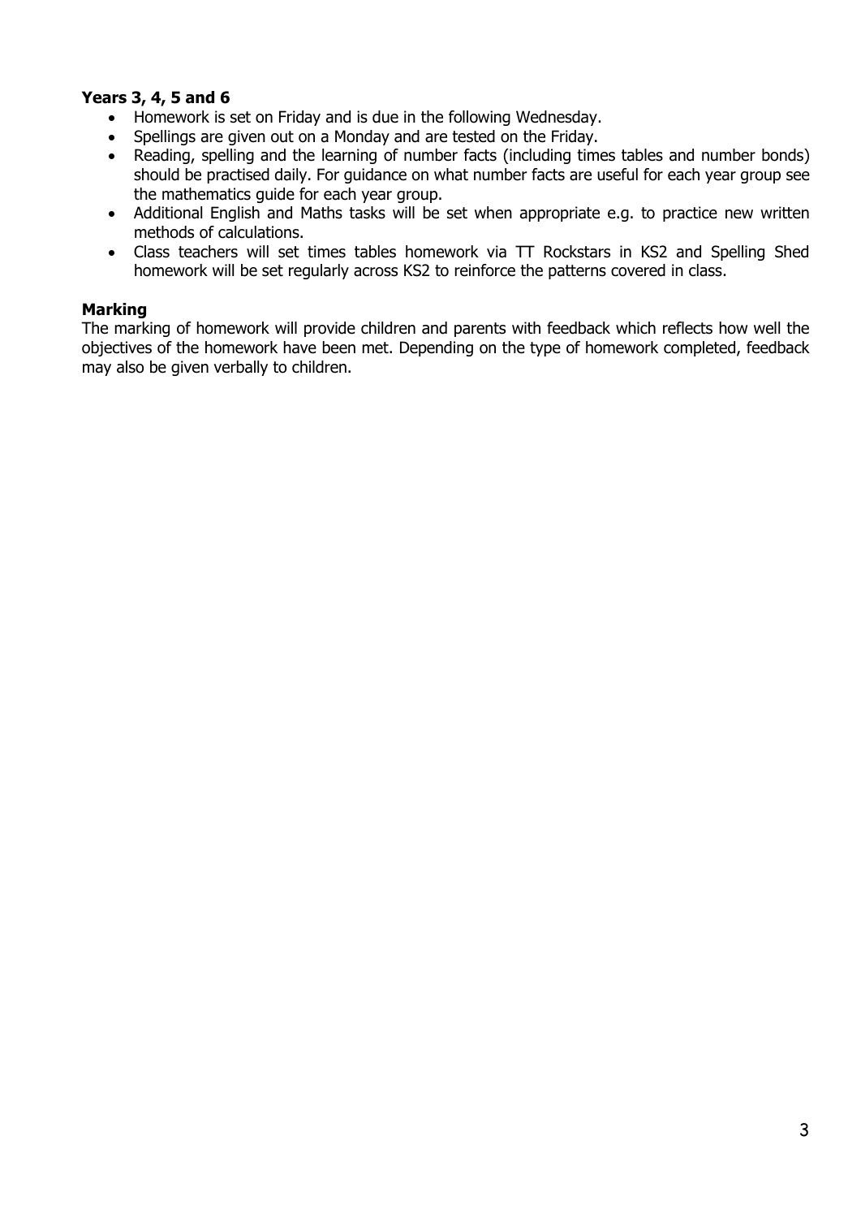**Years 3, 4, 5 and 6**

- Homework is set on Friday and is due in the following Wednesday.
- Spellings are given out on a Monday and are tested on the Friday.
- Reading, spelling and the learning of number facts (including times tables and number bonds) should be practised daily. For guidance on what number facts are useful for each year group see the mathematics guide for each year group.
- Additional English and Maths tasks will be set when appropriate e.g. to practice new written methods of calculations.
- Class teachers will set times tables homework via TT Rockstars in KS2 and Spelling Shed homework will be set regularly across KS2 to reinforce the patterns covered in class.

**Marking**

The marking of homework will provide children and parents with feedback which reflects how well the objectives of the homework have been met. Depending on the type of homework completed, feedback may also be given verbally to children.